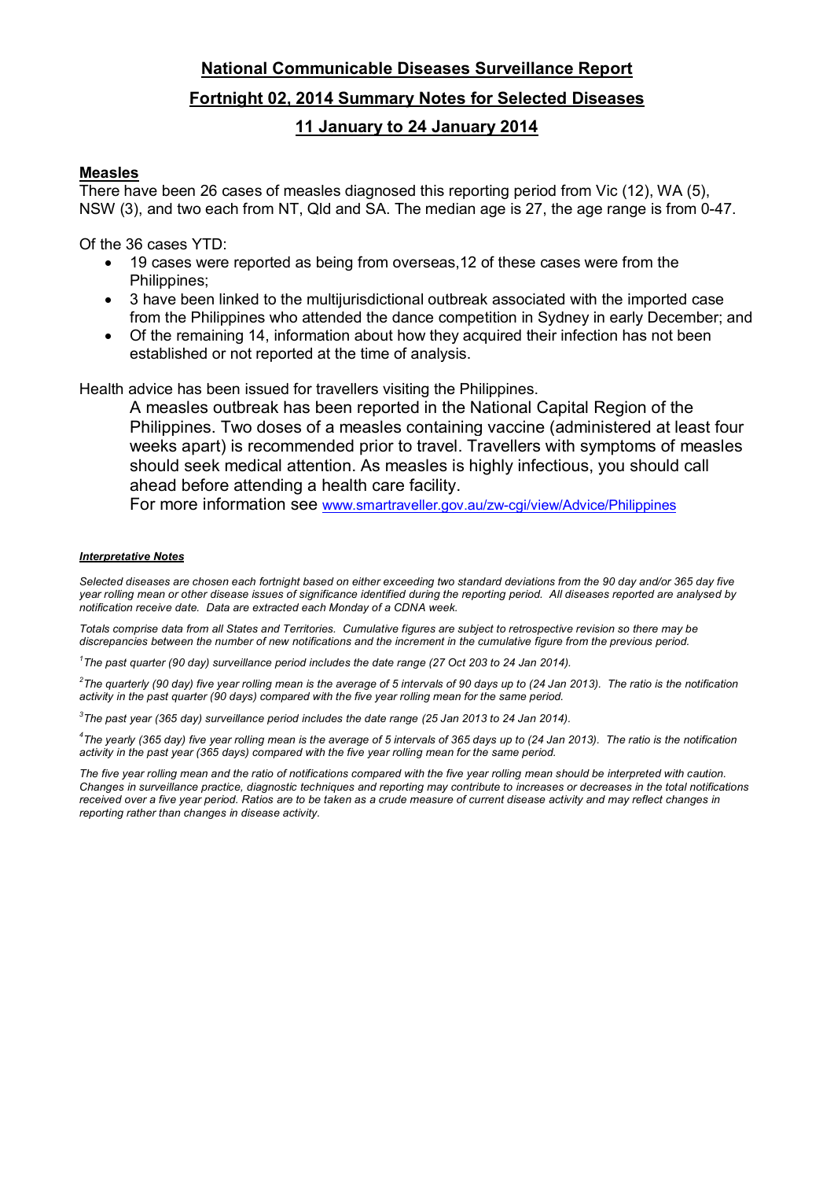# National Communicable Diseases Surveillance Report

## Fortnight 02, 2014 Summary Notes for Selected Diseases

## 11 January to 24 January 2014

### Measles

There have been 26 cases of measles diagnosed this reporting period from Vic (12), WA (5), NSW (3), and two each from NT, Qld and SA. The median age is 27, the age range is from 0-47.

Of the 36 cases YTD:

- 19 cases were reported as being from overseas,12 of these cases were from the Philippines;
- 3 have been linked to the multijurisdictional outbreak associated with the imported case from the Philippines who attended the dance competition in Sydney in early December; and
- Of the remaining 14, information about how they acquired their infection has not been established or not reported at the time of analysis.

Health advice has been issued for travellers visiting the Philippines.

> A measles outbreak has been reported in the National Capital Region of the Philippines. Two doses of a measles containing vaccine (administered at least four weeks apart) is recommended prior to travel. Travellers with symptoms of measles should seek medical attention. As measles is highly infectious, you should call ahead before attending a health care facility.
>
> For more information see www.smartraveller.gov.au/zw-cgi/view/Advice/Philippines

***Interpretative Notes***

*Selected diseases are chosen each fortnight based on either exceeding two standard deviations from the 90 day and/or 365 day five year rolling mean or other disease issues of significance identified during the reporting period. All diseases reported are analysed by notification receive date. Data are extracted each Monday of a CDNA week.*

*Totals comprise data from all States and Territories. Cumulative figures are subject to retrospective revision so there may be discrepancies between the number of new notifications and the increment in the cumulative figure from the previous period.*

*[1]The past quarter (90 day) surveillance period includes the date range (27 Oct 203 to 24 Jan 2014).*

*[2]The quarterly (90 day) five year rolling mean is the average of 5 intervals of 90 days up to (24 Jan 2013). The ratio is the notification activity in the past quarter (90 days) compared with the five year rolling mean for the same period.*

*[3]The past year (365 day) surveillance period includes the date range (25 Jan 2013 to 24 Jan 2014).*

*[4]The yearly (365 day) five year rolling mean is the average of 5 intervals of 365 days up to (24 Jan 2013). The ratio is the notification activity in the past year (365 days) compared with the five year rolling mean for the same period.*

*The five year rolling mean and the ratio of notifications compared with the five year rolling mean should be interpreted with caution. Changes in surveillance practice, diagnostic techniques and reporting may contribute to increases or decreases in the total notifications received over a five year period. Ratios are to be taken as a crude measure of current disease activity and may reflect changes in reporting rather than changes in disease activity.*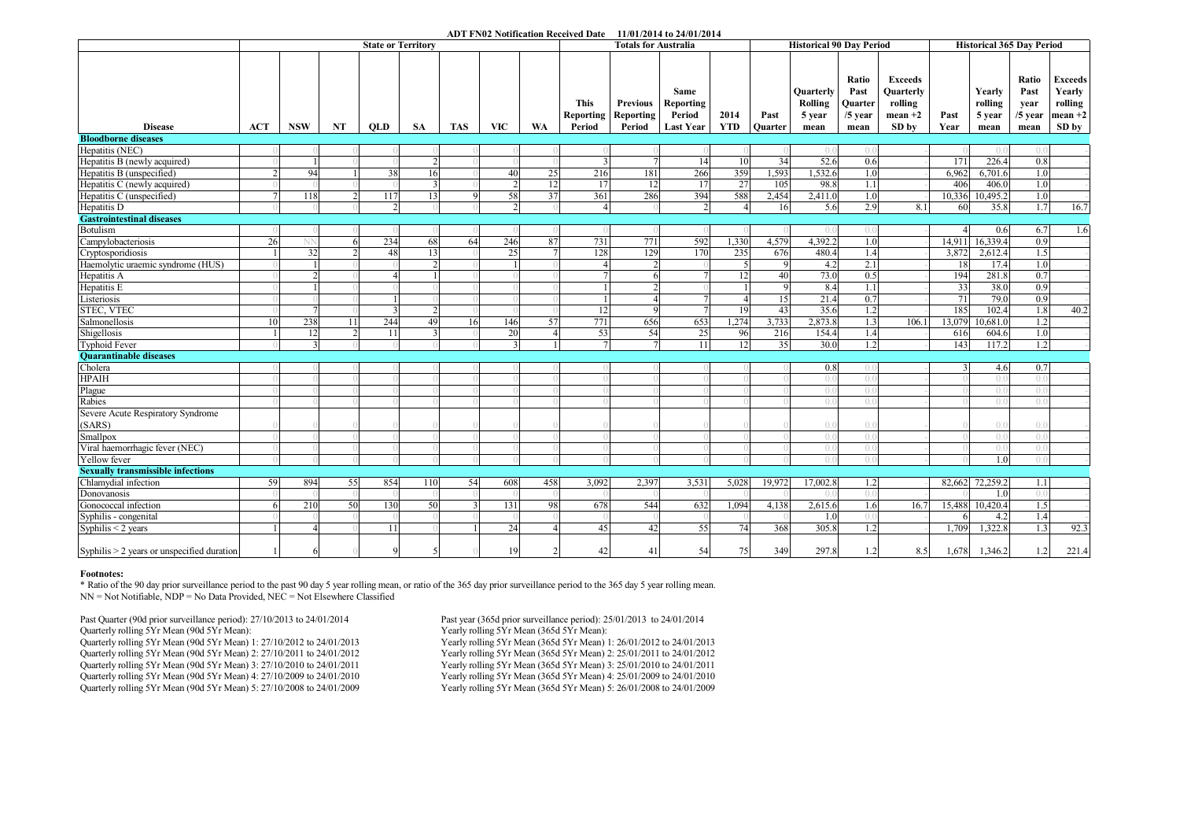**ADT FN02 Notification Received Date 11/01/2014 to 24/01/2014**

| Disease | State or Territory | | | | | | | | Totals for Australia | | | | Historical 90 Day Period | | | | Historical 365 Day Period | | | |
|---|---|---|---|---|---|---|---|---|---|---|---|---|---|---|---|---|---|---|---|---|
| | ACT | NSW | NT | QLD | SA | TAS | VIC | WA | This Reporting Period | Previous Reporting Period | Same Reporting Period Last Year | 2014 YTD | Past Quarter | Quarterly Rolling 5 year mean | Ratio Past Quarter /5 year mean | Exceeds Quarterly rolling mean +2 SD by | Past Year | Yearly rolling 5 year mean | Ratio Past year /5 year mean | Exceeds Yearly rolling mean +2 SD by |
| **Bloodborne diseases** | | | | | | | | | | | | | | | | | | | | |
| Hepatitis (NEC) | 0 | 0 | 0 | 0 | 0 | 0 | 0 | 0 | 0 | 0 | 0 | 0 | 0 | 0.0 | 0.0 | - | 0 | 0.0 | 0.0 | - |
| Hepatitis B (newly acquired) | 0 | 1 | 0 | 0 | 2 | 0 | 0 | 0 | 3 | 7 | 14 | 10 | 34 | 52.6 | 0.6 | - | 171 | 226.4 | 0.8 | - |
| Hepatitis B (unspecified) | 2 | 94 | 1 | 38 | 16 | 0 | 40 | 25 | 216 | 181 | 266 | 359 | 1,593 | 1,532.6 | 1.0 | - | 6,962 | 6,701.6 | 1.0 | - |
| Hepatitis C (newly acquired) | 0 | 0 | 0 | 0 | 3 | 0 | 2 | 12 | 17 | 12 | 17 | 27 | 105 | 98.8 | 1.1 | - | 406 | 406.0 | 1.0 | - |
| Hepatitis C (unspecified) | 7 | 118 | 2 | 117 | 13 | 9 | 58 | 37 | 361 | 286 | 394 | 588 | 2,454 | 2,411.0 | 1.0 | - | 10,336 | 10,495.2 | 1.0 | - |
| Hepatitis D | 0 | 0 | 0 | 2 | 0 | 0 | 2 | 0 | 4 | 0 | 2 | 4 | 16 | 5.6 | 2.9 | 8.1 | 60 | 35.8 | 1.7 | 16.7 |
| **Gastrointestinal diseases** | | | | | | | | | | | | | | | | | | | | |
| Botulism | 0 | 0 | 0 | 0 | 0 | 0 | 0 | 0 | 0 | 0 | 0 | 0 | 0 | 0.0 | 0.0 | - | 4 | 0.6 | 6.7 | 1.6 |
| Campylobacteriosis | 26 | NN | 6 | 234 | 68 | 64 | 246 | 87 | 731 | 771 | 592 | 1,330 | 4,579 | 4,392.2 | 1.0 | - | 14,911 | 16,339.4 | 0.9 | - |
| Cryptosporidiosis | 1 | 32 | 2 | 48 | 13 | 0 | 25 | 7 | 128 | 129 | 170 | 235 | 676 | 480.4 | 1.4 | - | 3,872 | 2,612.4 | 1.5 | - |
| Haemolytic uraemic syndrome (HUS) | 0 | 1 | 0 | 0 | 2 | 0 | 1 | 0 | 4 | 2 | 0 | 5 | 9 | 4.2 | 2.1 | - | 18 | 17.4 | 1.0 | - |
| Hepatitis A | 0 | 2 | 0 | 4 | 1 | 0 | 0 | 0 | 7 | 6 | 7 | 12 | 40 | 73.0 | 0.5 | - | 194 | 281.8 | 0.7 | - |
| Hepatitis E | 0 | 1 | 0 | 0 | 0 | 0 | 0 | 0 | 1 | 2 | 0 | 1 | 9 | 8.4 | 1.1 | - | 33 | 38.0 | 0.9 | - |
| Listeriosis | 0 | 0 | 0 | 1 | 0 | 0 | 0 | 0 | 1 | 4 | 7 | 4 | 15 | 21.4 | 0.7 | - | 71 | 79.0 | 0.9 | - |
| STEC, VTEC | 0 | 7 | 0 | 3 | 2 | 0 | 0 | 0 | 12 | 9 | 7 | 19 | 43 | 35.6 | 1.2 | - | 185 | 102.4 | 1.8 | 40.2 |
| Salmonellosis | 10 | 238 | 11 | 244 | 49 | 16 | 146 | 57 | 771 | 656 | 653 | 1,274 | 3,733 | 2,873.8 | 1.3 | 106.1 | 13,079 | 10,681.0 | 1.2 | - |
| Shigellosis | 1 | 12 | 2 | 11 | 3 | 0 | 20 | 4 | 53 | 54 | 25 | 96 | 216 | 154.4 | 1.4 | - | 616 | 604.6 | 1.0 | - |
| Typhoid Fever | 0 | 3 | 0 | 0 | 0 | 0 | 3 | 1 | 7 | 7 | 11 | 12 | 35 | 30.0 | 1.2 | - | 143 | 117.2 | 1.2 | - |
| **Quarantinable diseases** | | | | | | | | | | | | | | | | | | | | |
| Cholera | 0 | 0 | 0 | 0 | 0 | 0 | 0 | 0 | 0 | 0 | 0 | 0 | 0 | 0.8 | 0.0 | - | 3 | 4.6 | 0.7 | - |
| HPAIH | 0 | 0 | 0 | 0 | 0 | 0 | 0 | 0 | 0 | 0 | 0 | 0 | 0 | 0.0 | 0.0 | - | 0 | 0.0 | 0.0 | - |
| Plague | 0 | 0 | 0 | 0 | 0 | 0 | 0 | 0 | 0 | 0 | 0 | 0 | 0 | 0.0 | 0.0 | - | 0 | 0.0 | 0.0 | - |
| Rabies | 0 | 0 | 0 | 0 | 0 | 0 | 0 | 0 | 0 | 0 | 0 | 0 | 0 | 0.0 | 0.0 | - | 0 | 0.0 | 0.0 | - |
| Severe Acute Respiratory Syndrome (SARS) | 0 | 0 | 0 | 0 | 0 | 0 | 0 | 0 | 0 | 0 | 0 | 0 | 0 | 0.0 | 0.0 | - | 0 | 0.0 | 0.0 | - |
| Smallpox | 0 | 0 | 0 | 0 | 0 | 0 | 0 | 0 | 0 | 0 | 0 | 0 | 0 | 0.0 | 0.0 | - | 0 | 0.0 | 0.0 | - |
| Viral haemorrhagic fever (NEC) | 0 | 0 | 0 | 0 | 0 | 0 | 0 | 0 | 0 | 0 | 0 | 0 | 0 | 0.0 | 0.0 | - | 0 | 0.0 | 0.0 | - |
| Yellow fever | 0 | 0 | 0 | 0 | 0 | 0 | 0 | 0 | 0 | 0 | 0 | 0 | 0 | 0.0 | 0.0 | - | 0 | 1.0 | 0.0 | - |
| **Sexually transmissible infections** | | | | | | | | | | | | | | | | | | | | |
| Chlamydial infection | 59 | 894 | 55 | 854 | 110 | 54 | 608 | 458 | 3,092 | 2,397 | 3,531 | 5,028 | 19,972 | 17,002.8 | 1.2 | - | 82,662 | 72,259.2 | 1.1 | - |
| Donovanosis | 0 | 0 | 0 | 0 | 0 | 0 | 0 | 0 | 0 | 0 | 0 | 0 | 0 | 0.0 | 0.0 | - | 0 | 1.0 | 0.0 | - |
| Gonococcal infection | 6 | 210 | 50 | 130 | 50 | 3 | 131 | 98 | 678 | 544 | 632 | 1,094 | 4,138 | 2,615.6 | 1.6 | 16.7 | 15,488 | 10,420.4 | 1.5 | - |
| Syphilis - congenital | 0 | 0 | 0 | 0 | 0 | 0 | 0 | 0 | 0 | 0 | 0 | 0 | 0 | 1.0 | 0.0 | - | 6 | 4.2 | 1.4 | - |
| Syphilis < 2 years | 1 | 4 | 0 | 11 | 0 | 1 | 24 | 4 | 45 | 42 | 55 | 74 | 368 | 305.8 | 1.2 | - | 1,709 | 1,322.8 | 1.3 | 92.3 |
| Syphilis > 2 years or unspecified duration | 1 | 6 | 0 | 9 | 5 | 0 | 19 | 2 | 42 | 41 | 54 | 75 | 349 | 297.8 | 1.2 | 8.5 | 1,678 | 1,346.2 | 1.2 | 221.4 |

**Footnotes:**

* Ratio of the 90 day prior surveillance period to the past 90 day 5 year rolling mean, or ratio of the 365 day prior surveillance period to the 365 day 5 year rolling mean.
NN = Not Notifiable, NDP = No Data Provided, NEC = Not Elsewhere Classified

Past Quarter (90d prior surveillance period): 27/10/2013 to 24/01/2014
Quarterly rolling 5Yr Mean (90d 5Yr Mean):
Quarterly rolling 5Yr Mean (90d 5Yr Mean) 1: 27/10/2012 to 24/01/2013
Quarterly rolling 5Yr Mean (90d 5Yr Mean) 2: 27/10/2011 to 24/01/2012
Quarterly rolling 5Yr Mean (90d 5Yr Mean) 3: 27/10/2010 to 24/01/2011
Quarterly rolling 5Yr Mean (90d 5Yr Mean) 4: 27/10/2009 to 24/01/2010
Quarterly rolling 5Yr Mean (90d 5Yr Mean) 5: 27/10/2008 to 24/01/2009

Past year (365d prior surveillance period): 25/01/2013 to 24/01/2014
Yearly rolling 5Yr Mean (365d 5Yr Mean):
Yearly rolling 5Yr Mean (365d 5Yr Mean) 1: 26/01/2012 to 24/01/2013
Yearly rolling 5Yr Mean (365d 5Yr Mean) 2: 25/01/2011 to 24/01/2012
Yearly rolling 5Yr Mean (365d 5Yr Mean) 3: 25/01/2010 to 24/01/2011
Yearly rolling 5Yr Mean (365d 5Yr Mean) 4: 25/01/2009 to 24/01/2010
Yearly rolling 5Yr Mean (365d 5Yr Mean) 5: 26/01/2008 to 24/01/2009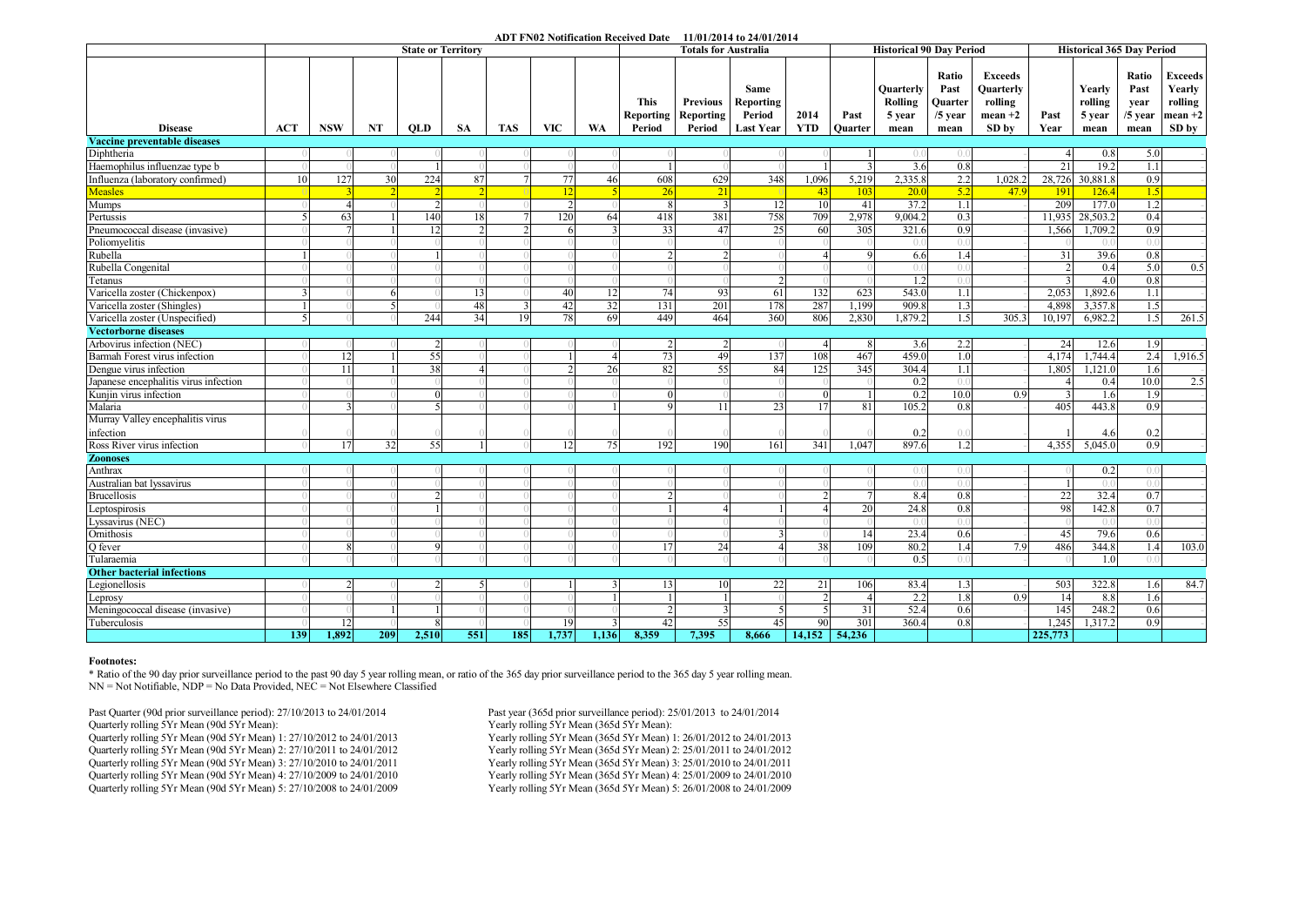**ADT FN02 Notification Received Date 11/01/2014 to 24/01/2014**

| Disease | State or Territory: ACT | NSW | NT | QLD | SA | TAS | VIC | WA | Totals for Australia: This Reporting Period | Previous Reporting Period | Same Reporting Period Last Year | 2014 YTD | Historical 90 Day Period: Past Quarter | Quarterly Rolling 5 year mean | Ratio Past Quarter /5 year mean | Exceeds Quarterly rolling mean +2 SD by | Historical 365 Day Period: Past Year | Yearly rolling 5 year mean | Ratio Past year /5 year mean | Exceeds Yearly rolling mean +2 SD by |
|---|---|---|---|---|---|---|---|---|---|---|---|---|---|---|---|---|---|---|---|---|
| **Vaccine preventable diseases** | | | | | | | | | | | | | | | | | | | | |
| Diphtheria | 0 | 0 | 0 | 0 | 0 | 0 | 0 | 0 | 0 | 0 | 0 | 0 | 1 | 0.0 | 0.0 | - | 4 | 0.8 | 5.0 | - |
| Haemophilus influenzae type b | 0 | 0 | 0 | 1 | 0 | 0 | 0 | 0 | 1 | 0 | 0 | 1 | 3 | 3.6 | 0.8 | - | 21 | 19.2 | 1.1 | - |
| Influenza (laboratory confirmed) | 10 | 127 | 30 | 224 | 87 | 7 | 77 | 46 | 608 | 629 | 348 | 1,096 | 5,219 | 2,335.8 | 2.2 | 1,028.2 | 28,726 | 30,881.8 | 0.9 | - |
| Measles | 0 | 3 | 2 | 2 | 2 | 0 | 12 | 5 | 26 | 21 | 0 | 43 | 103 | 20.0 | 5.2 | 47.9 | 191 | 126.4 | 1.5 | - |
| Mumps | 0 | 4 | 0 | 2 | 0 | 0 | 2 | 0 | 8 | 3 | 12 | 10 | 41 | 37.2 | 1.1 | - | 209 | 177.0 | 1.2 | - |
| Pertussis | 5 | 63 | 1 | 140 | 18 | 7 | 120 | 64 | 418 | 381 | 758 | 709 | 2,978 | 9,004.2 | 0.3 | - | 11,935 | 28,503.2 | 0.4 | - |
| Pneumococcal disease (invasive) | 0 | 7 | 1 | 12 | 2 | 2 | 6 | 3 | 33 | 47 | 25 | 60 | 305 | 321.6 | 0.9 | - | 1,566 | 1,709.2 | 0.9 | - |
| Poliomyelitis | 0 | 0 | 0 | 0 | 0 | 0 | 0 | 0 | 0 | 0 | 0 | 0 | 0 | 0.0 | 0.0 | - | 0 | 0.0 | 0.0 | - |
| Rubella | 1 | 0 | 0 | 1 | 0 | 0 | 0 | 0 | 2 | 2 | 0 | 4 | 9 | 6.6 | 1.4 | - | 31 | 39.6 | 0.8 | - |
| Rubella Congenital | 0 | 0 | 0 | 0 | 0 | 0 | 0 | 0 | 0 | 0 | 0 | 0 | 0 | 0.0 | 0.0 | - | 2 | 0.4 | 5.0 | 0.5 |
| Tetanus | 0 | 0 | 0 | 0 | 0 | 0 | 0 | 0 | 0 | 0 | 2 | 0 | 0 | 1.2 | 0.0 | - | 3 | 4.0 | 0.8 | - |
| Varicella zoster (Chickenpox) | 3 | 0 | 6 | 0 | 13 | 0 | 40 | 12 | 74 | 93 | 61 | 132 | 623 | 543.0 | 1.1 | - | 2,053 | 1,892.6 | 1.1 | - |
| Varicella zoster (Shingles) | 1 | 0 | 5 | 0 | 48 | 3 | 42 | 32 | 131 | 201 | 178 | 287 | 1,199 | 909.8 | 1.3 | - | 4,898 | 3,357.8 | 1.5 | - |
| Varicella zoster (Unspecified) | 5 | 0 | 0 | 244 | 34 | 19 | 78 | 69 | 449 | 464 | 360 | 806 | 2,830 | 1,879.2 | 1.5 | 305.3 | 10,197 | 6,982.2 | 1.5 | 261.5 |
| **Vectorborne diseases** | | | | | | | | | | | | | | | | | | | | |
| Arbovirus infection (NEC) | 0 | 0 | 0 | 2 | 0 | 0 | 0 | 0 | 2 | 2 | 0 | 4 | 8 | 3.6 | 2.2 | - | 24 | 12.6 | 1.9 | - |
| Barmah Forest virus infection | 0 | 12 | 1 | 55 | 0 | 0 | 1 | 4 | 73 | 49 | 137 | 108 | 467 | 459.0 | 1.0 | - | 4,174 | 1,744.4 | 2.4 | 1,916.5 |
| Dengue virus infection | 0 | 11 | 1 | 38 | 4 | 0 | 2 | 26 | 82 | 55 | 84 | 125 | 345 | 304.4 | 1.1 | - | 1,805 | 1,121.0 | 1.6 | - |
| Japanese encephalitis virus infection | 0 | 0 | 0 | 0 | 0 | 0 | 0 | 0 | 0 | 0 | 0 | 0 | 0 | 0.2 | 0.0 | - | 4 | 0.4 | 10.0 | 2.5 |
| Kunjin virus infection | 0 | 0 | 0 | 0 | 0 | 0 | 0 | 0 | 0 | 0 | 0 | 0 | 1 | 0.2 | 10.0 | 0.9 | 3 | 1.6 | 1.9 | - |
| Malaria | 0 | 3 | 0 | 5 | 0 | 0 | 0 | 1 | 9 | 11 | 23 | 17 | 81 | 105.2 | 0.8 | - | 405 | 443.8 | 0.9 | - |
| Murray Valley encephalitis virus infection | 0 | 0 | 0 | 0 | 0 | 0 | 0 | 0 | 0 | 0 | 0 | 0 | 0 | 0.2 | 0.0 | - | 1 | 4.6 | 0.2 | - |
| Ross River virus infection | 0 | 17 | 32 | 55 | 1 | 0 | 12 | 75 | 192 | 190 | 161 | 341 | 1,047 | 897.6 | 1.2 | - | 4,355 | 5,045.0 | 0.9 | - |
| **Zoonoses** | | | | | | | | | | | | | | | | | | | | |
| Anthrax | 0 | 0 | 0 | 0 | 0 | 0 | 0 | 0 | 0 | 0 | 0 | 0 | 0 | 0.0 | 0.0 | - | 0 | 0.2 | 0.0 | - |
| Australian bat lyssavirus | 0 | 0 | 0 | 0 | 0 | 0 | 0 | 0 | 0 | 0 | 0 | 0 | 0 | 0.0 | 0.0 | - | 1 | 0.0 | 0.0 | - |
| Brucellosis | 0 | 0 | 0 | 2 | 0 | 0 | 0 | 0 | 2 | 0 | 0 | 2 | 7 | 8.4 | 0.8 | - | 22 | 32.4 | 0.7 | - |
| Leptospirosis | 0 | 0 | 0 | 1 | 0 | 0 | 0 | 0 | 1 | 4 | 1 | 4 | 20 | 24.8 | 0.8 | - | 98 | 142.8 | 0.7 | - |
| Lyssavirus (NEC) | 0 | 0 | 0 | 0 | 0 | 0 | 0 | 0 | 0 | 0 | 0 | 0 | 0 | 0.0 | 0.0 | - | 0 | 0.0 | 0.0 | - |
| Ornithosis | 0 | 0 | 0 | 0 | 0 | 0 | 0 | 0 | 0 | 0 | 3 | 0 | 14 | 23.4 | 0.6 | - | 45 | 79.6 | 0.6 | - |
| Q fever | 0 | 8 | 0 | 9 | 0 | 0 | 0 | 0 | 17 | 24 | 4 | 38 | 109 | 80.2 | 1.4 | 7.9 | 486 | 344.8 | 1.4 | 103.0 |
| Tularaemia | 0 | 0 | 0 | 0 | 0 | 0 | 0 | 0 | 0 | 0 | 0 | 0 | 0 | 0.5 | 0.0 | - | 0 | 1.0 | 0.0 | - |
| **Other bacterial infections** | | | | | | | | | | | | | | | | | | | | |
| Legionellosis | 0 | 2 | 0 | 2 | 5 | 0 | 1 | 3 | 13 | 10 | 22 | 21 | 106 | 83.4 | 1.3 | - | 503 | 322.8 | 1.6 | 84.7 |
| Leprosy | 0 | 0 | 0 | 0 | 0 | 0 | 0 | 1 | 1 | 1 | 0 | 2 | 4 | 2.2 | 1.8 | 0.9 | 14 | 8.8 | 1.6 | - |
| Meningococcal disease (invasive) | 0 | 0 | 1 | 1 | 0 | 0 | 0 | 0 | 2 | 3 | 5 | 5 | 31 | 52.4 | 0.6 | - | 145 | 248.2 | 0.6 | - |
| Tuberculosis | 0 | 12 | 0 | 8 | 0 | 0 | 19 | 3 | 42 | 55 | 45 | 90 | 301 | 360.4 | 0.8 | - | 1,245 | 1,317.2 | 0.9 | - |
| | 139 | 1,892 | 209 | 2,510 | 551 | 185 | 1,737 | 1,136 | 8,359 | 7,395 | 8,666 | 14,152 | 54,236 | | | | 225,773 | | | |

**Footnotes:**

* Ratio of the 90 day prior surveillance period to the past 90 day 5 year rolling mean, or ratio of the 365 day prior surveillance period to the 365 day 5 year rolling mean.
NN = Not Notifiable, NDP = No Data Provided, NEC = Not Elsewhere Classified

Past Quarter (90d prior surveillance period): 27/10/2013 to 24/01/2014
Quarterly rolling 5Yr Mean (90d 5Yr Mean):
Quarterly rolling 5Yr Mean (90d 5Yr Mean) 1: 27/10/2012 to 24/01/2013
Quarterly rolling 5Yr Mean (90d 5Yr Mean) 2: 27/10/2011 to 24/01/2012
Quarterly rolling 5Yr Mean (90d 5Yr Mean) 3: 27/10/2010 to 24/01/2011
Quarterly rolling 5Yr Mean (90d 5Yr Mean) 4: 27/10/2009 to 24/01/2010
Quarterly rolling 5Yr Mean (90d 5Yr Mean) 5: 27/10/2008 to 24/01/2009

Past year (365d prior surveillance period): 25/01/2013 to 24/01/2014
Yearly rolling 5Yr Mean (365d 5Yr Mean):
Yearly rolling 5Yr Mean (365d 5Yr Mean) 1: 26/01/2012 to 24/01/2013
Yearly rolling 5Yr Mean (365d 5Yr Mean) 2: 25/01/2011 to 24/01/2012
Yearly rolling 5Yr Mean (365d 5Yr Mean) 3: 25/01/2010 to 24/01/2011
Yearly rolling 5Yr Mean (365d 5Yr Mean) 4: 25/01/2009 to 24/01/2010
Yearly rolling 5Yr Mean (365d 5Yr Mean) 5: 26/01/2008 to 24/01/2009